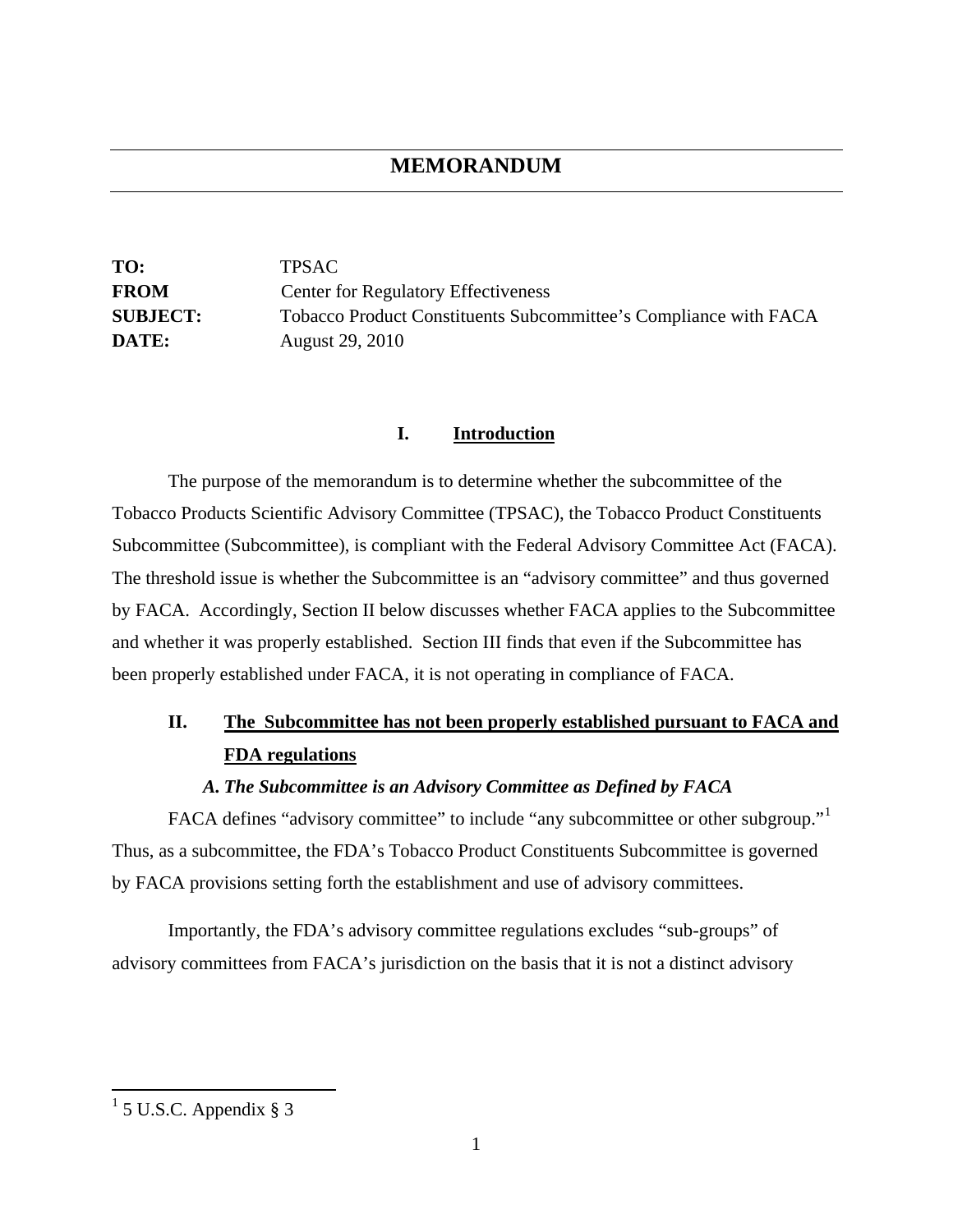# MEMORANDUM

**TO:** TPSAC
**FROM** Center for Regulatory Effectiveness
**SUBJECT:** Tobacco Product Constituents Subcommittee's Compliance with FACA
**DATE:** August 29, 2010

## I. Introduction

The purpose of the memorandum is to determine whether the subcommittee of the Tobacco Products Scientific Advisory Committee (TPSAC), the Tobacco Product Constituents Subcommittee (Subcommittee), is compliant with the Federal Advisory Committee Act (FACA). The threshold issue is whether the Subcommittee is an "advisory committee" and thus governed by FACA. Accordingly, Section II below discusses whether FACA applies to the Subcommittee and whether it was properly established. Section III finds that even if the Subcommittee has been properly established under FACA, it is not operating in compliance of FACA.

## II. The Subcommittee has not been properly established pursuant to FACA and FDA regulations

### *A. The Subcommittee is an Advisory Committee as Defined by FACA*

FACA defines "advisory committee" to include "any subcommittee or other subgroup."[1] Thus, as a subcommittee, the FDA's Tobacco Product Constituents Subcommittee is governed by FACA provisions setting forth the establishment and use of advisory committees.

Importantly, the FDA's advisory committee regulations excludes "sub-groups" of advisory committees from FACA's jurisdiction on the basis that it is not a distinct advisory

---

[1] 5 U.S.C. Appendix § 3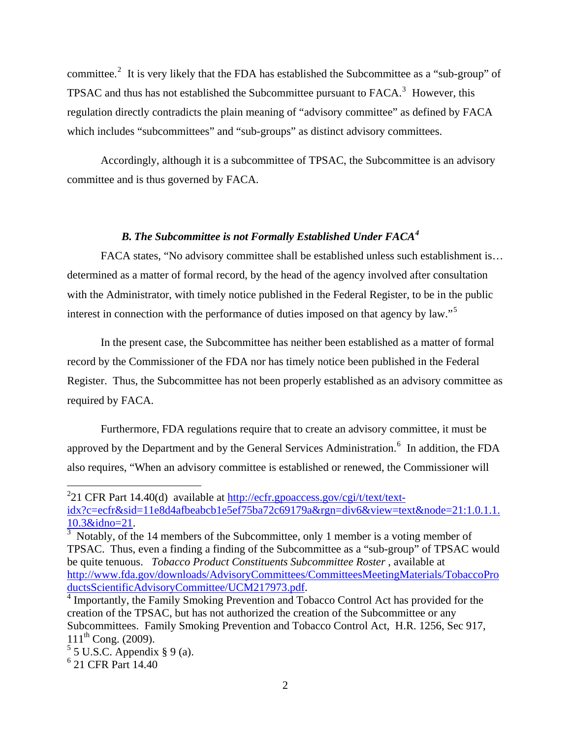committee.[2] It is very likely that the FDA has established the Subcommittee as a "sub-group" of TPSAC and thus has not established the Subcommittee pursuant to FACA.[3] However, this regulation directly contradicts the plain meaning of "advisory committee" as defined by FACA which includes "subcommittees" and "sub-groups" as distinct advisory committees.

Accordingly, although it is a subcommittee of TPSAC, the Subcommittee is an advisory committee and is thus governed by FACA.

### *B. The Subcommittee is not Formally Established Under FACA[4]*

FACA states, "No advisory committee shall be established unless such establishment is… determined as a matter of formal record, by the head of the agency involved after consultation with the Administrator, with timely notice published in the Federal Register, to be in the public interest in connection with the performance of duties imposed on that agency by law."[5]

In the present case, the Subcommittee has neither been established as a matter of formal record by the Commissioner of the FDA nor has timely notice been published in the Federal Register. Thus, the Subcommittee has not been properly established as an advisory committee as required by FACA.

Furthermore, FDA regulations require that to create an advisory committee, it must be approved by the Department and by the General Services Administration.[6] In addition, the FDA also requires, "When an advisory committee is established or renewed, the Commissioner will

---

[2] 21 CFR Part 14.40(d) available at http://ecfr.gpoaccess.gov/cgi/t/text/text-idx?c=ecfr&sid=11e8d4afbeabcb1e5ef75ba72c69179a&rgn=div6&view=text&node=21:1.0.1.1.10.3&idno=21.

[3] Notably, of the 14 members of the Subcommittee, only 1 member is a voting member of TPSAC. Thus, even a finding a finding of the Subcommittee as a "sub-group" of TPSAC would be quite tenuous. *Tobacco Product Constituents Subcommittee Roster* , available at http://www.fda.gov/downloads/AdvisoryCommittees/CommitteesMeetingMaterials/TobaccoProductsScientificAdvisoryCommittee/UCM217973.pdf.

[4] Importantly, the Family Smoking Prevention and Tobacco Control Act has provided for the creation of the TPSAC, but has not authorized the creation of the Subcommittee or any Subcommittees. Family Smoking Prevention and Tobacco Control Act, H.R. 1256, Sec 917, 111th Cong. (2009).

[5] 5 U.S.C. Appendix § 9 (a).

[6] 21 CFR Part 14.40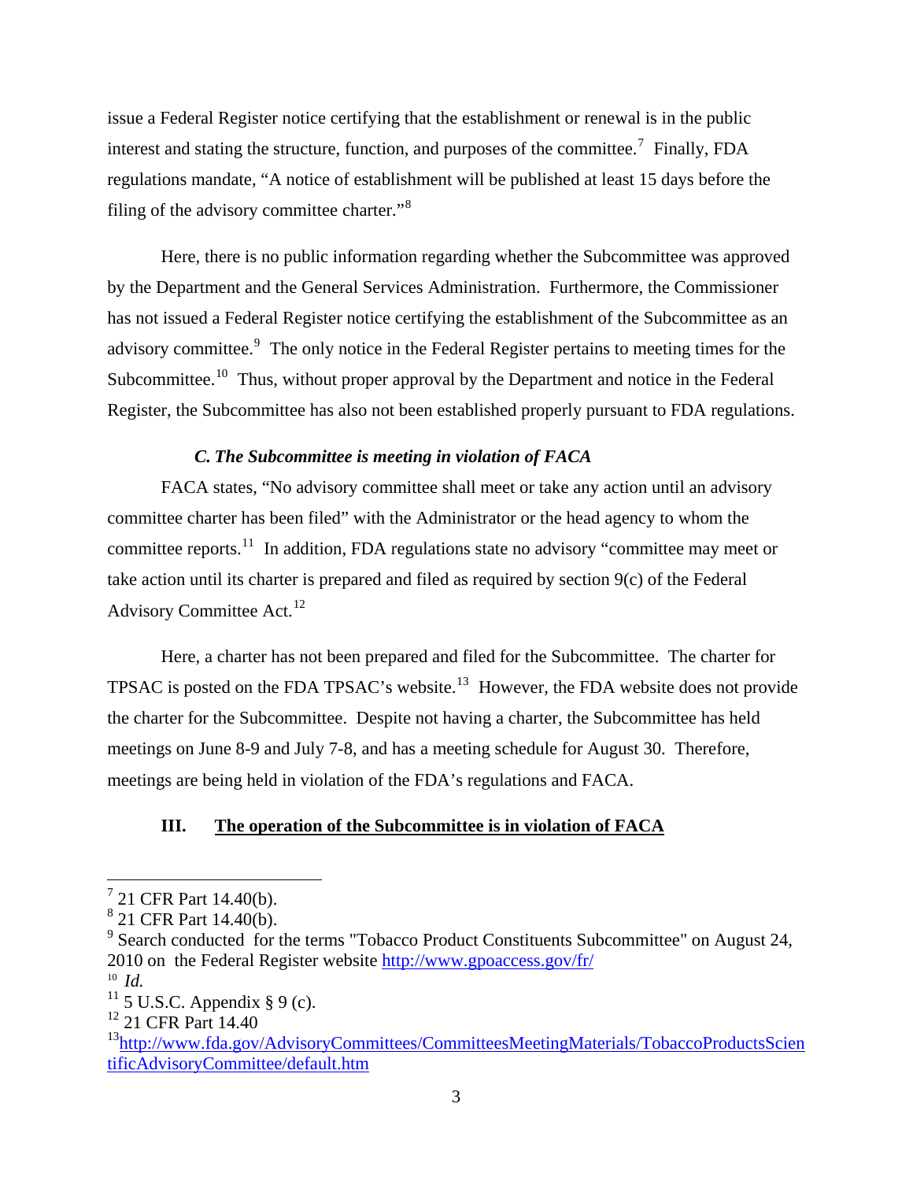issue a Federal Register notice certifying that the establishment or renewal is in the public interest and stating the structure, function, and purposes of the committee.[7] Finally, FDA regulations mandate, "A notice of establishment will be published at least 15 days before the filing of the advisory committee charter."[8]

Here, there is no public information regarding whether the Subcommittee was approved by the Department and the General Services Administration. Furthermore, the Commissioner has not issued a Federal Register notice certifying the establishment of the Subcommittee as an advisory committee.[9] The only notice in the Federal Register pertains to meeting times for the Subcommittee.[10] Thus, without proper approval by the Department and notice in the Federal Register, the Subcommittee has also not been established properly pursuant to FDA regulations.

### *C. The Subcommittee is meeting in violation of FACA*

FACA states, "No advisory committee shall meet or take any action until an advisory committee charter has been filed" with the Administrator or the head agency to whom the committee reports.[11] In addition, FDA regulations state no advisory "committee may meet or take action until its charter is prepared and filed as required by section 9(c) of the Federal Advisory Committee Act.[12]

Here, a charter has not been prepared and filed for the Subcommittee. The charter for TPSAC is posted on the FDA TPSAC's website.[13] However, the FDA website does not provide the charter for the Subcommittee. Despite not having a charter, the Subcommittee has held meetings on June 8-9 and July 7-8, and has a meeting schedule for August 30. Therefore, meetings are being held in violation of the FDA's regulations and FACA.

## III. <u>The operation of the Subcommittee is in violation of FACA</u>

---

[7] 21 CFR Part 14.40(b).

[8] 21 CFR Part 14.40(b).

[9] Search conducted for the terms "Tobacco Product Constituents Subcommittee" on August 24, 2010 on the Federal Register website http://www.gpoaccess.gov/fr/

[10] *Id.*

[11] 5 U.S.C. Appendix § 9 (c).

[12] 21 CFR Part 14.40

[13] http://www.fda.gov/AdvisoryCommittees/CommitteesMeetingMaterials/TobaccoProductsScientificAdvisoryCommittee/default.htm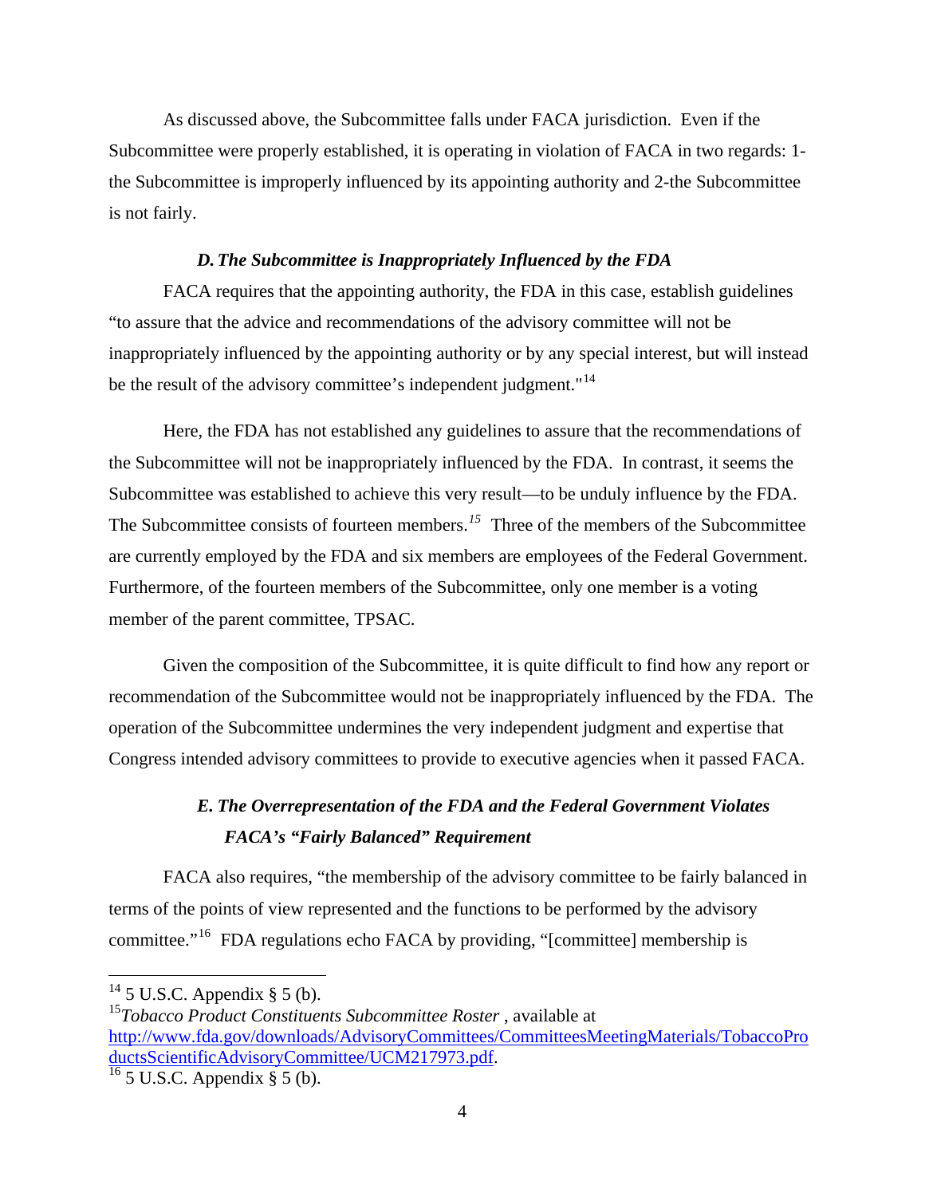As discussed above, the Subcommittee falls under FACA jurisdiction. Even if the Subcommittee were properly established, it is operating in violation of FACA in two regards: 1-the Subcommittee is improperly influenced by its appointing authority and 2-the Subcommittee is not fairly.

### *D. The Subcommittee is Inappropriately Influenced by the FDA*

FACA requires that the appointing authority, the FDA in this case, establish guidelines "to assure that the advice and recommendations of the advisory committee will not be inappropriately influenced by the appointing authority or by any special interest, but will instead be the result of the advisory committee's independent judgment."[14]

Here, the FDA has not established any guidelines to assure that the recommendations of the Subcommittee will not be inappropriately influenced by the FDA. In contrast, it seems the Subcommittee was established to achieve this very result—to be unduly influence by the FDA. The Subcommittee consists of fourteen members.[15] Three of the members of the Subcommittee are currently employed by the FDA and six members are employees of the Federal Government. Furthermore, of the fourteen members of the Subcommittee, only one member is a voting member of the parent committee, TPSAC.

Given the composition of the Subcommittee, it is quite difficult to find how any report or recommendation of the Subcommittee would not be inappropriately influenced by the FDA. The operation of the Subcommittee undermines the very independent judgment and expertise that Congress intended advisory committees to provide to executive agencies when it passed FACA.

### *E. The Overrepresentation of the FDA and the Federal Government Violates FACA's "Fairly Balanced" Requirement*

FACA also requires, "the membership of the advisory committee to be fairly balanced in terms of the points of view represented and the functions to be performed by the advisory committee."[16] FDA regulations echo FACA by providing, "[committee] membership is

---

[14] 5 U.S.C. Appendix § 5 (b).

[15] *Tobacco Product Constituents Subcommittee Roster* , available at http://www.fda.gov/downloads/AdvisoryCommittees/CommitteesMeetingMaterials/TobaccoProductsScientificAdvisoryCommittee/UCM217973.pdf.

[16] 5 U.S.C. Appendix § 5 (b).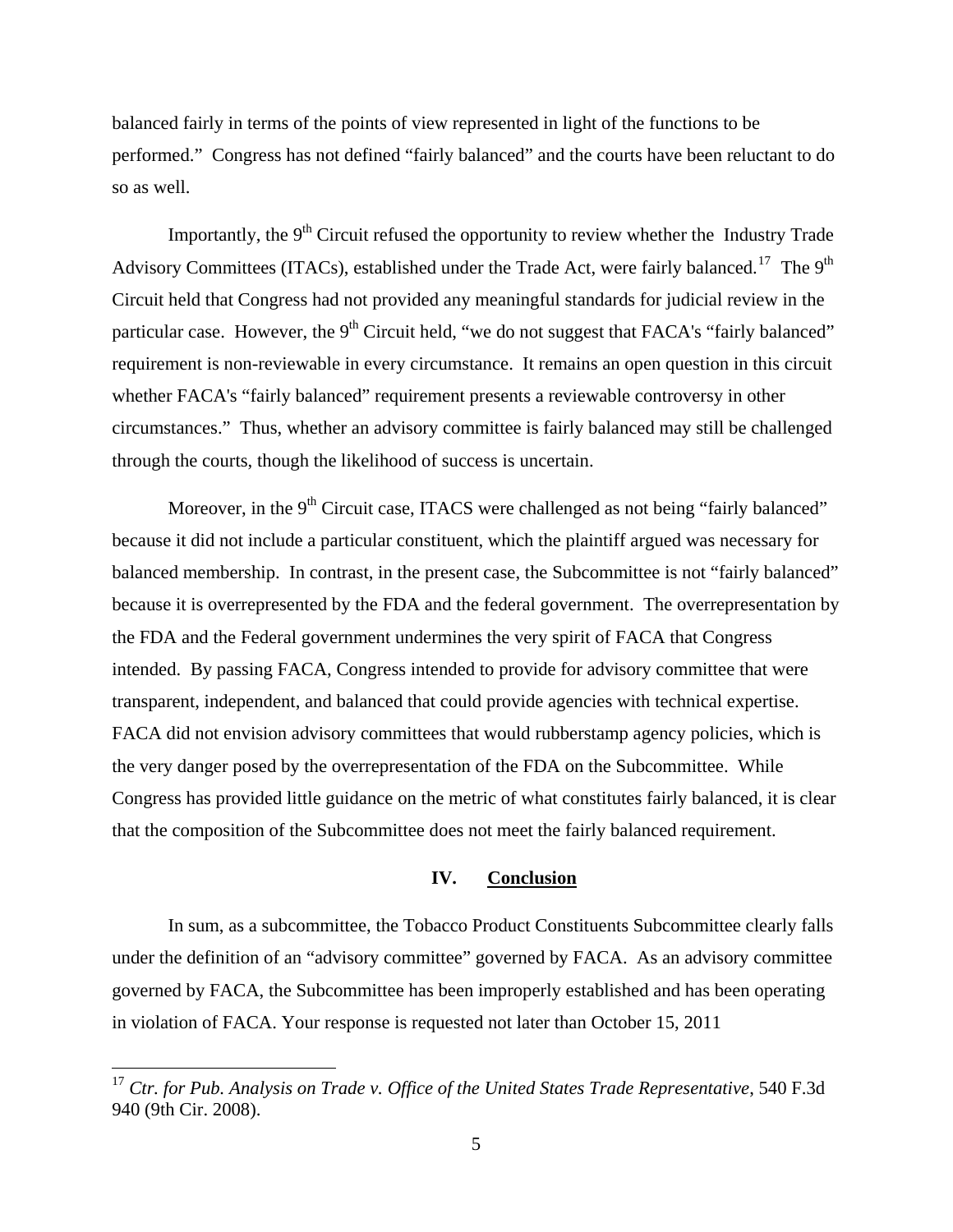balanced fairly in terms of the points of view represented in light of the functions to be performed." Congress has not defined "fairly balanced" and the courts have been reluctant to do so as well.

Importantly, the 9th Circuit refused the opportunity to review whether the Industry Trade Advisory Committees (ITACs), established under the Trade Act, were fairly balanced.[17] The 9th Circuit held that Congress had not provided any meaningful standards for judicial review in the particular case. However, the 9th Circuit held, "we do not suggest that FACA's "fairly balanced" requirement is non-reviewable in every circumstance. It remains an open question in this circuit whether FACA's "fairly balanced" requirement presents a reviewable controversy in other circumstances." Thus, whether an advisory committee is fairly balanced may still be challenged through the courts, though the likelihood of success is uncertain.

Moreover, in the 9th Circuit case, ITACS were challenged as not being "fairly balanced" because it did not include a particular constituent, which the plaintiff argued was necessary for balanced membership. In contrast, in the present case, the Subcommittee is not "fairly balanced" because it is overrepresented by the FDA and the federal government. The overrepresentation by the FDA and the Federal government undermines the very spirit of FACA that Congress intended. By passing FACA, Congress intended to provide for advisory committee that were transparent, independent, and balanced that could provide agencies with technical expertise. FACA did not envision advisory committees that would rubberstamp agency policies, which is the very danger posed by the overrepresentation of the FDA on the Subcommittee. While Congress has provided little guidance on the metric of what constitutes fairly balanced, it is clear that the composition of the Subcommittee does not meet the fairly balanced requirement.

## IV. Conclusion

In sum, as a subcommittee, the Tobacco Product Constituents Subcommittee clearly falls under the definition of an "advisory committee" governed by FACA. As an advisory committee governed by FACA, the Subcommittee has been improperly established and has been operating in violation of FACA. Your response is requested not later than October 15, 2011

---

[17] *Ctr. for Pub. Analysis on Trade v. Office of the United States Trade Representative*, 540 F.3d 940 (9th Cir. 2008).